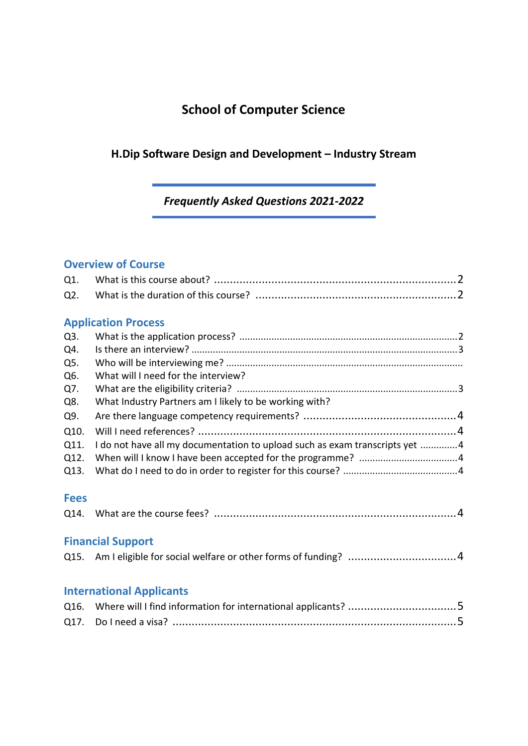# School of Computer Science

## H.Dip Software Design and Development – Industry Stream

***Frequently Asked Questions 2021-2022***

### Overview of Course

Q1. What is this course about? ........................................................................... 2

Q2. What is the duration of this course? ............................................................... 2

### Application Process

Q3. What is the application process? ..................................................................... 2

Q4. Is there an interview? ...................................................................................... 3

Q5. Who will be interviewing me? ..........................................................................

Q6. What will I need for the interview?

Q7. What are the eligibility criteria? ....................................................................... 3

Q8. What Industry Partners am I likely to be working with?

Q9. Are there language competency requirements? ............................................... 4

Q10. Will I need references? .................................................................................. 4

Q11. I do not have all my documentation to upload such as exam transcripts yet .............. 4

Q12. When will I know I have been accepted for the programme? ................................. 4

Q13. What do I need to do in order to register for this course? ................................... 4

### Fees

Q14. What are the course fees? ............................................................................. 4

### Financial Support

Q15. Am I eligible for social welfare or other forms of funding? .................................. 4

### International Applicants

Q16. Where will I find information for international applicants? .................................. 5

Q17. Do I need a visa? .......................................................................................... 5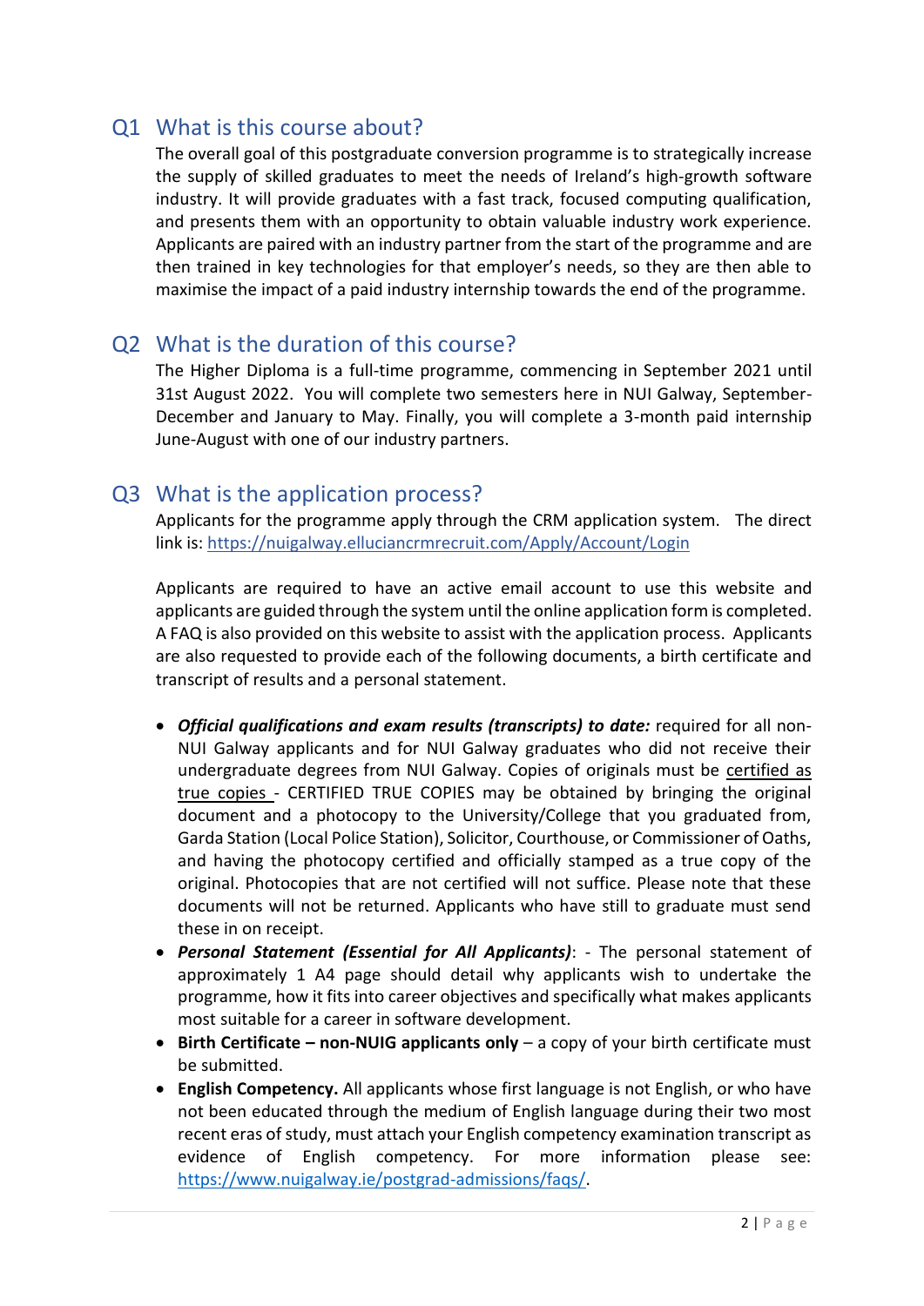## Q1 What is this course about?

The overall goal of this postgraduate conversion programme is to strategically increase the supply of skilled graduates to meet the needs of Ireland's high-growth software industry. It will provide graduates with a fast track, focused computing qualification, and presents them with an opportunity to obtain valuable industry work experience. Applicants are paired with an industry partner from the start of the programme and are then trained in key technologies for that employer's needs, so they are then able to maximise the impact of a paid industry internship towards the end of the programme.

## Q2 What is the duration of this course?

The Higher Diploma is a full-time programme, commencing in September 2021 until 31st August 2022. You will complete two semesters here in NUI Galway, September-December and January to May. Finally, you will complete a 3-month paid internship June-August with one of our industry partners.

## Q3 What is the application process?

Applicants for the programme apply through the CRM application system. The direct link is: https://nuigalway.elluciancrmrecruit.com/Apply/Account/Login

Applicants are required to have an active email account to use this website and applicants are guided through the system until the online application form is completed. A FAQ is also provided on this website to assist with the application process. Applicants are also requested to provide each of the following documents, a birth certificate and transcript of results and a personal statement.

- ***Official qualifications and exam results (transcripts) to date:*** required for all non-NUI Galway applicants and for NUI Galway graduates who did not receive their undergraduate degrees from NUI Galway. Copies of originals must be certified as true copies - CERTIFIED TRUE COPIES may be obtained by bringing the original document and a photocopy to the University/College that you graduated from, Garda Station (Local Police Station), Solicitor, Courthouse, or Commissioner of Oaths, and having the photocopy certified and officially stamped as a true copy of the original. Photocopies that are not certified will not suffice. Please note that these documents will not be returned. Applicants who have still to graduate must send these in on receipt.
- ***Personal Statement (Essential for All Applicants)***: - The personal statement of approximately 1 A4 page should detail why applicants wish to undertake the programme, how it fits into career objectives and specifically what makes applicants most suitable for a career in software development.
- **Birth Certificate – non-NUIG applicants only** – a copy of your birth certificate must be submitted.
- **English Competency.** All applicants whose first language is not English, or who have not been educated through the medium of English language during their two most recent eras of study, must attach your English competency examination transcript as evidence of English competency. For more information please see: https://www.nuigalway.ie/postgrad-admissions/faqs/.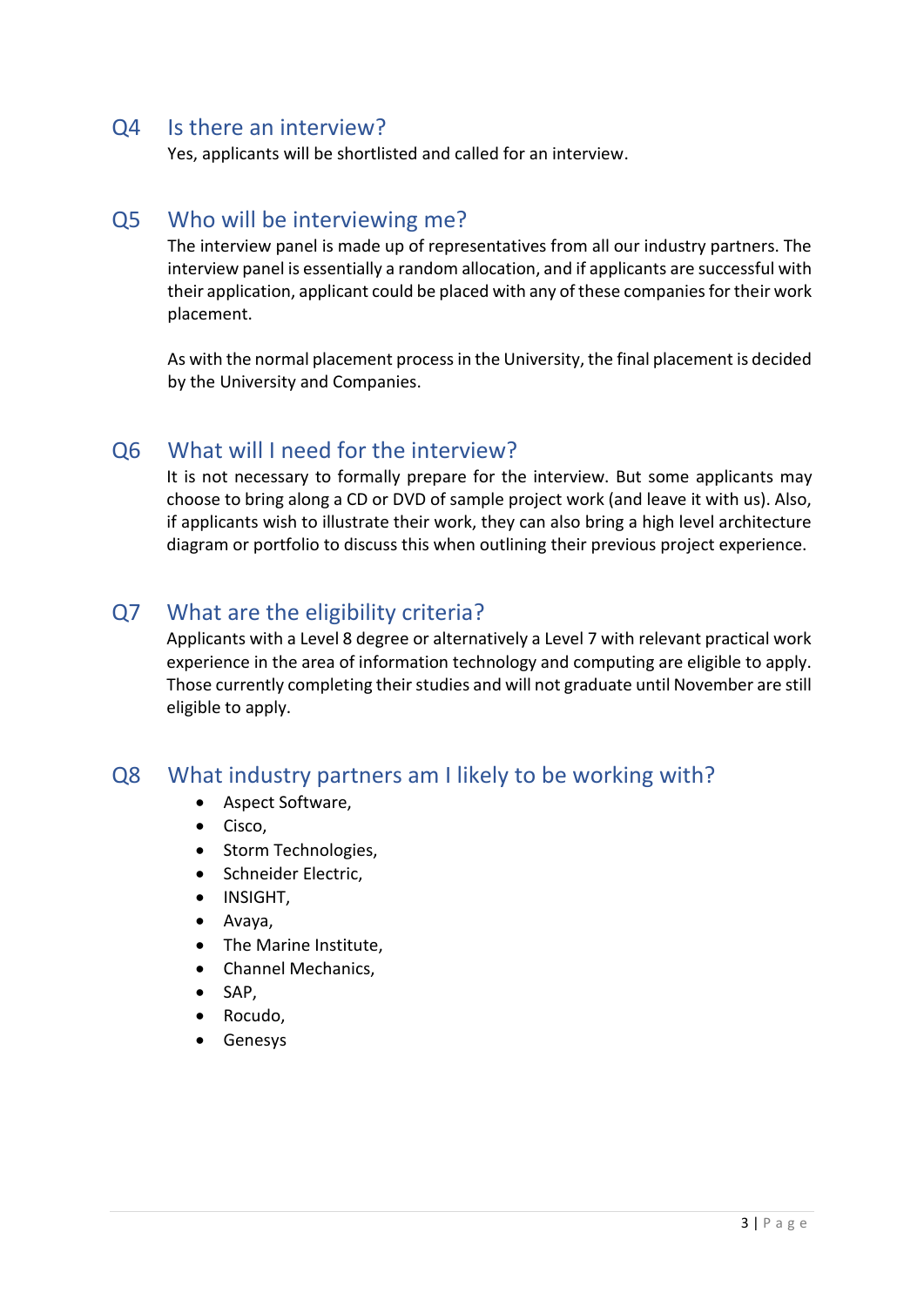## Q4 Is there an interview?

Yes, applicants will be shortlisted and called for an interview.

## Q5 Who will be interviewing me?

The interview panel is made up of representatives from all our industry partners. The interview panel is essentially a random allocation, and if applicants are successful with their application, applicant could be placed with any of these companies for their work placement.

As with the normal placement process in the University, the final placement is decided by the University and Companies.

## Q6 What will I need for the interview?

It is not necessary to formally prepare for the interview. But some applicants may choose to bring along a CD or DVD of sample project work (and leave it with us). Also, if applicants wish to illustrate their work, they can also bring a high level architecture diagram or portfolio to discuss this when outlining their previous project experience.

## Q7 What are the eligibility criteria?

Applicants with a Level 8 degree or alternatively a Level 7 with relevant practical work experience in the area of information technology and computing are eligible to apply. Those currently completing their studies and will not graduate until November are still eligible to apply.

## Q8 What industry partners am I likely to be working with?

- Aspect Software,
- Cisco,
- Storm Technologies,
- Schneider Electric,
- INSIGHT,
- Avaya,
- The Marine Institute,
- Channel Mechanics,
- SAP,
- Rocudo,
- Genesys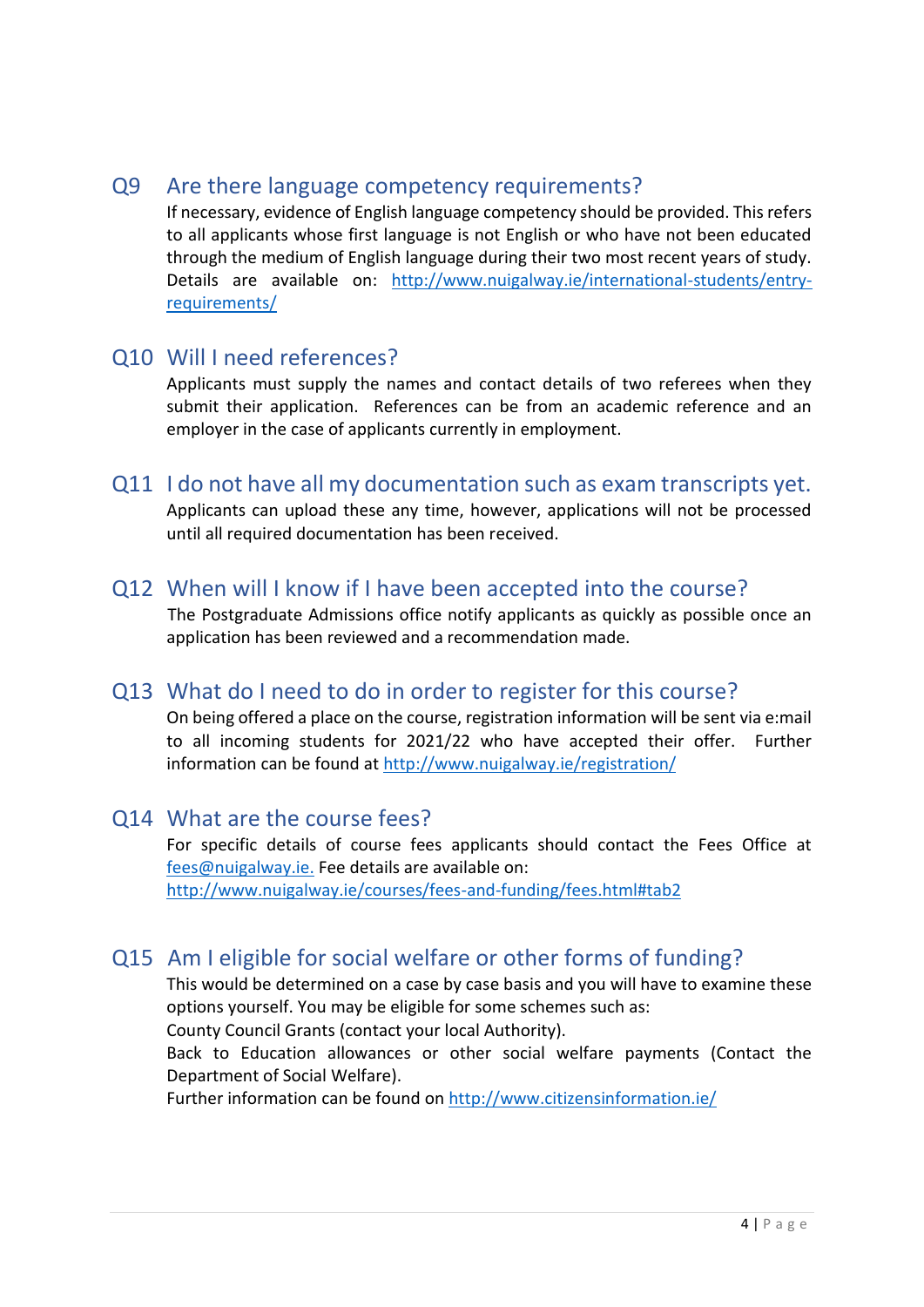## Q9 Are there language competency requirements?

If necessary, evidence of English language competency should be provided. This refers to all applicants whose first language is not English or who have not been educated through the medium of English language during their two most recent years of study. Details are available on: http://www.nuigalway.ie/international-students/entry-requirements/

## Q10 Will I need references?

Applicants must supply the names and contact details of two referees when they submit their application. References can be from an academic reference and an employer in the case of applicants currently in employment.

## Q11 I do not have all my documentation such as exam transcripts yet.

Applicants can upload these any time, however, applications will not be processed until all required documentation has been received.

## Q12 When will I know if I have been accepted into the course?

The Postgraduate Admissions office notify applicants as quickly as possible once an application has been reviewed and a recommendation made.

## Q13 What do I need to do in order to register for this course?

On being offered a place on the course, registration information will be sent via e:mail to all incoming students for 2021/22 who have accepted their offer. Further information can be found at http://www.nuigalway.ie/registration/

## Q14 What are the course fees?

For specific details of course fees applicants should contact the Fees Office at fees@nuigalway.ie. Fee details are available on:
http://www.nuigalway.ie/courses/fees-and-funding/fees.html#tab2

## Q15 Am I eligible for social welfare or other forms of funding?

This would be determined on a case by case basis and you will have to examine these options yourself. You may be eligible for some schemes such as:
County Council Grants (contact your local Authority).
Back to Education allowances or other social welfare payments (Contact the Department of Social Welfare).
Further information can be found on http://www.citizensinformation.ie/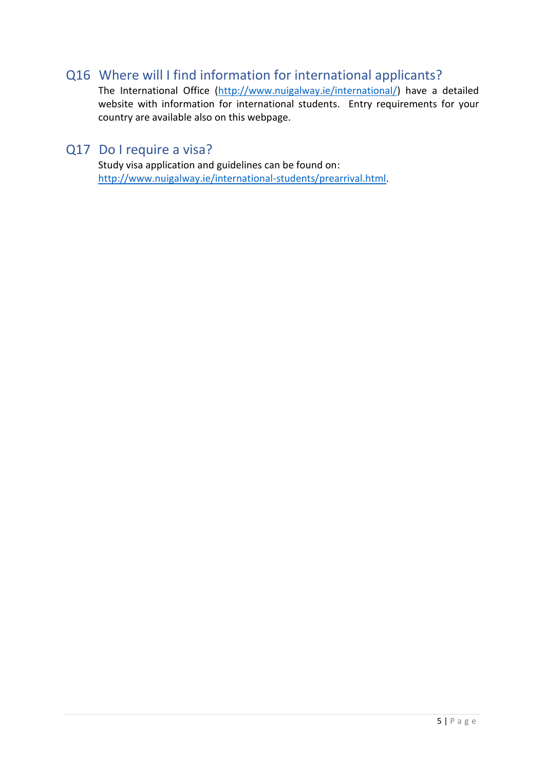## Q16 Where will I find information for international applicants?

The International Office (http://www.nuigalway.ie/international/) have a detailed website with information for international students. Entry requirements for your country are available also on this webpage.

## Q17 Do I require a visa?

Study visa application and guidelines can be found on:
http://www.nuigalway.ie/international-students/prearrival.html.